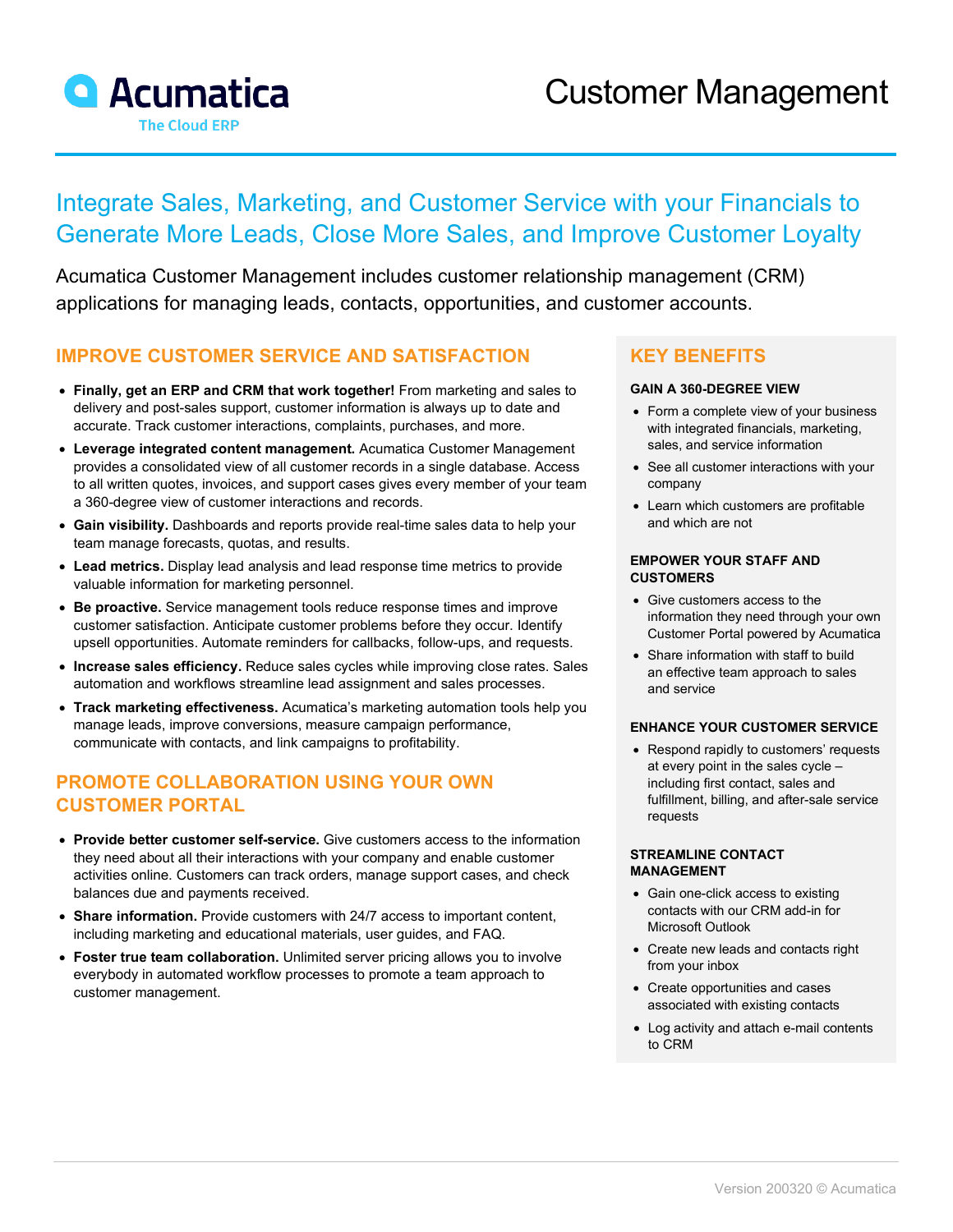# Customer Management

Acumatica
The Cloud ERP

## Integrate Sales, Marketing, and Customer Service with your Financials to Generate More Leads, Close More Sales, and Improve Customer Loyalty

Acumatica Customer Management includes customer relationship management (CRM) applications for managing leads, contacts, opportunities, and customer accounts.

### IMPROVE CUSTOMER SERVICE AND SATISFACTION

- **Finally, get an ERP and CRM that work together!** From marketing and sales to delivery and post-sales support, customer information is always up to date and accurate. Track customer interactions, complaints, purchases, and more.
- **Leverage integrated content management.** Acumatica Customer Management provides a consolidated view of all customer records in a single database. Access to all written quotes, invoices, and support cases gives every member of your team a 360-degree view of customer interactions and records.
- **Gain visibility.** Dashboards and reports provide real-time sales data to help your team manage forecasts, quotas, and results.
- **Lead metrics.** Display lead analysis and lead response time metrics to provide valuable information for marketing personnel.
- **Be proactive.** Service management tools reduce response times and improve customer satisfaction. Anticipate customer problems before they occur. Identify upsell opportunities. Automate reminders for callbacks, follow-ups, and requests.
- **Increase sales efficiency.** Reduce sales cycles while improving close rates. Sales automation and workflows streamline lead assignment and sales processes.
- **Track marketing effectiveness.** Acumatica's marketing automation tools help you manage leads, improve conversions, measure campaign performance, communicate with contacts, and link campaigns to profitability.

### PROMOTE COLLABORATION USING YOUR OWN CUSTOMER PORTAL

- **Provide better customer self-service.** Give customers access to the information they need about all their interactions with your company and enable customer activities online. Customers can track orders, manage support cases, and check balances due and payments received.
- **Share information.** Provide customers with 24/7 access to important content, including marketing and educational materials, user guides, and FAQ.
- **Foster true team collaboration.** Unlimited server pricing allows you to involve everybody in automated workflow processes to promote a team approach to customer management.

### KEY BENEFITS

#### GAIN A 360-DEGREE VIEW

- Form a complete view of your business with integrated financials, marketing, sales, and service information
- See all customer interactions with your company
- Learn which customers are profitable and which are not

#### EMPOWER YOUR STAFF AND CUSTOMERS

- Give customers access to the information they need through your own Customer Portal powered by Acumatica
- Share information with staff to build an effective team approach to sales and service

#### ENHANCE YOUR CUSTOMER SERVICE

- Respond rapidly to customers' requests at every point in the sales cycle – including first contact, sales and fulfillment, billing, and after-sale service requests

#### STREAMLINE CONTACT MANAGEMENT

- Gain one-click access to existing contacts with our CRM add-in for Microsoft Outlook
- Create new leads and contacts right from your inbox
- Create opportunities and cases associated with existing contacts
- Log activity and attach e-mail contents to CRM

Version 200320 © Acumatica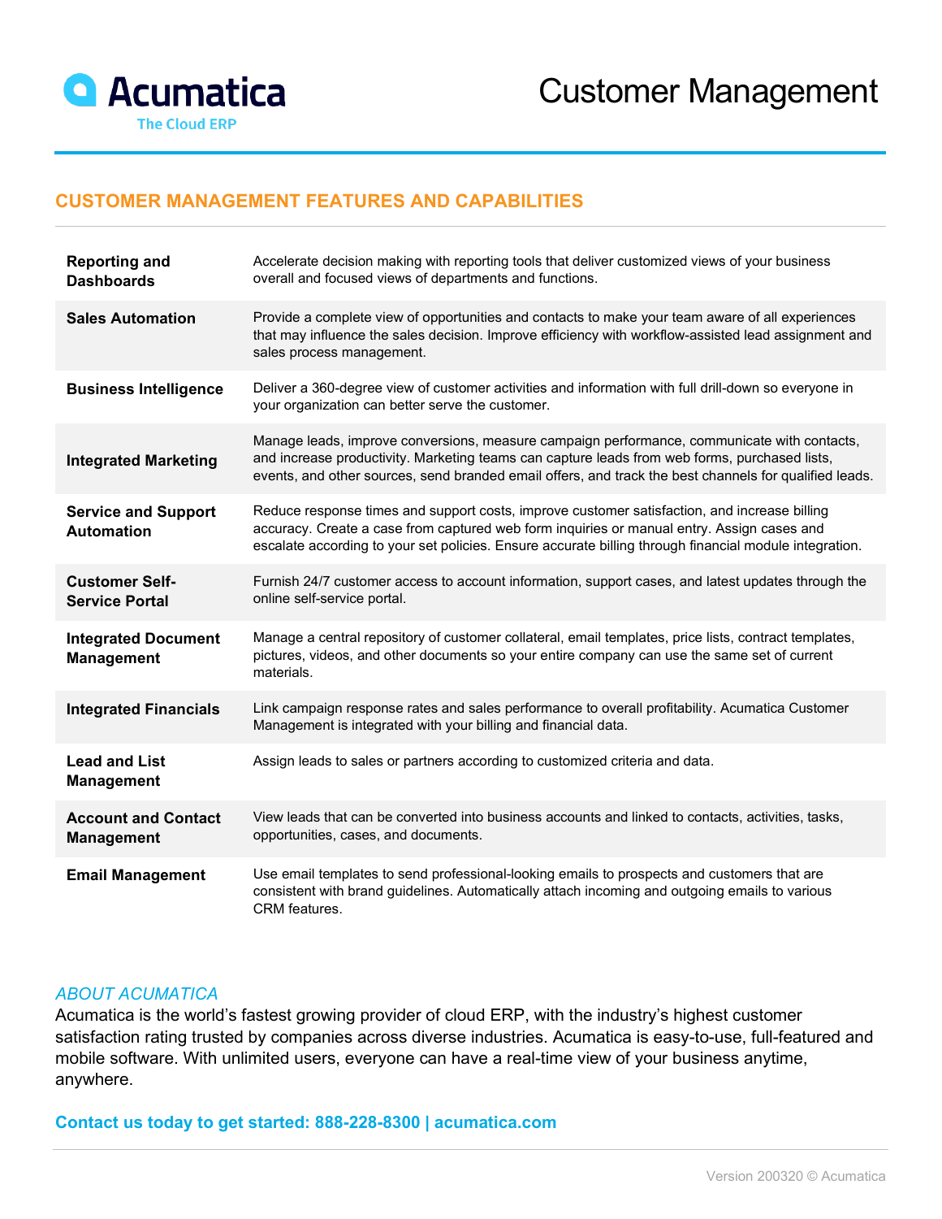Acumatica
The Cloud ERP

# Customer Management

## CUSTOMER MANAGEMENT FEATURES AND CAPABILITIES

| | |
|---|---|
| **Reporting and Dashboards** | Accelerate decision making with reporting tools that deliver customized views of your business overall and focused views of departments and functions. |
| **Sales Automation** | Provide a complete view of opportunities and contacts to make your team aware of all experiences that may influence the sales decision. Improve efficiency with workflow-assisted lead assignment and sales process management. |
| **Business Intelligence** | Deliver a 360-degree view of customer activities and information with full drill-down so everyone in your organization can better serve the customer. |
| **Integrated Marketing** | Manage leads, improve conversions, measure campaign performance, communicate with contacts, and increase productivity. Marketing teams can capture leads from web forms, purchased lists, events, and other sources, send branded email offers, and track the best channels for qualified leads. |
| **Service and Support Automation** | Reduce response times and support costs, improve customer satisfaction, and increase billing accuracy. Create a case from captured web form inquiries or manual entry. Assign cases and escalate according to your set policies. Ensure accurate billing through financial module integration. |
| **Customer Self-Service Portal** | Furnish 24/7 customer access to account information, support cases, and latest updates through the online self-service portal. |
| **Integrated Document Management** | Manage a central repository of customer collateral, email templates, price lists, contract templates, pictures, videos, and other documents so your entire company can use the same set of current materials. |
| **Integrated Financials** | Link campaign response rates and sales performance to overall profitability. Acumatica Customer Management is integrated with your billing and financial data. |
| **Lead and List Management** | Assign leads to sales or partners according to customized criteria and data. |
| **Account and Contact Management** | View leads that can be converted into business accounts and linked to contacts, activities, tasks, opportunities, cases, and documents. |
| **Email Management** | Use email templates to send professional-looking emails to prospects and customers that are consistent with brand guidelines. Automatically attach incoming and outgoing emails to various CRM features. |

### *ABOUT ACUMATICA*

Acumatica is the world's fastest growing provider of cloud ERP, with the industry's highest customer satisfaction rating trusted by companies across diverse industries. Acumatica is easy-to-use, full-featured and mobile software. With unlimited users, everyone can have a real-time view of your business anytime, anywhere.

**Contact us today to get started: 888-228-8300 | acumatica.com**

Version 200320 © Acumatica